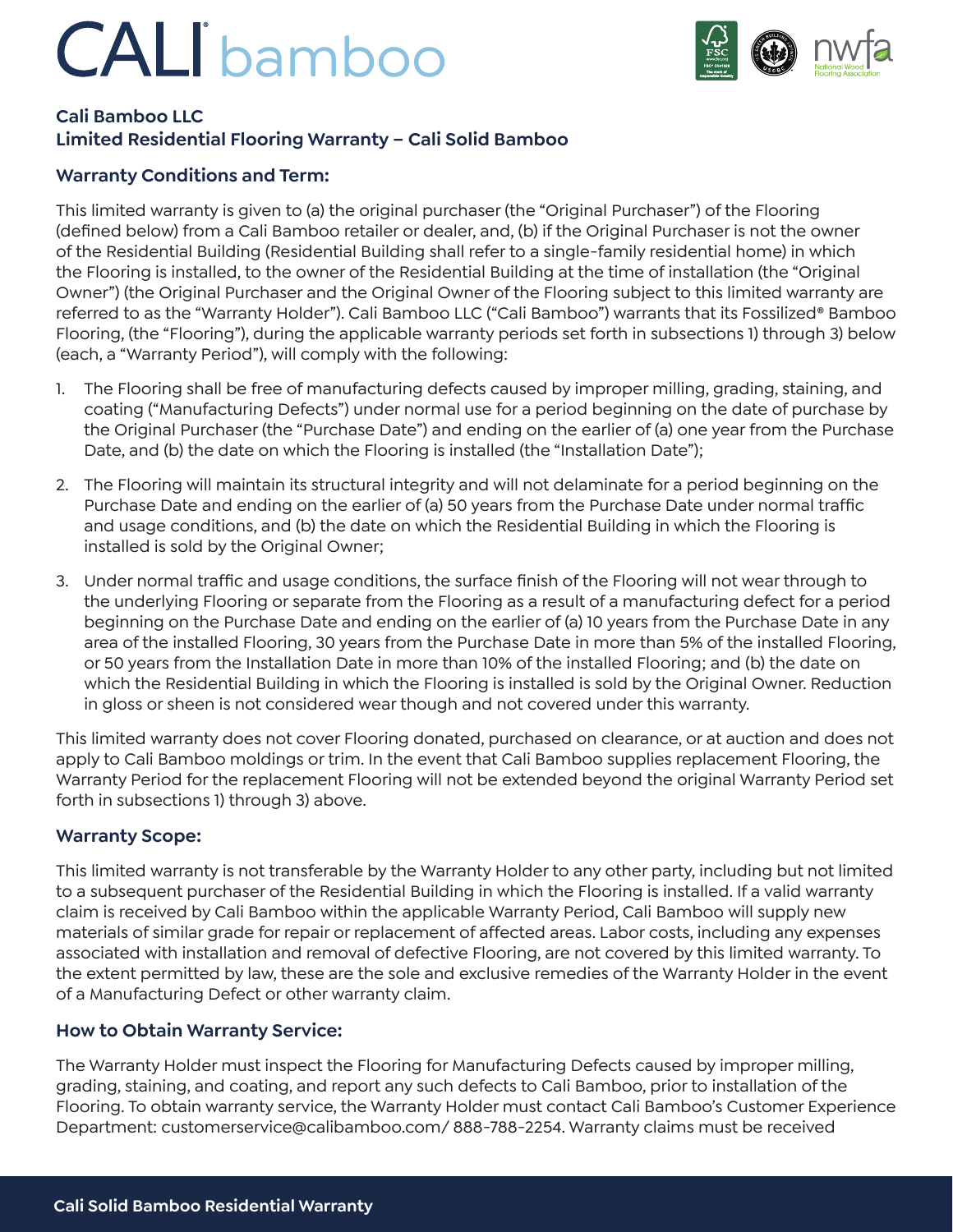# CALI bamboo

**Cali Bamboo LLC**
**Limited Residential Flooring Warranty – Cali Solid Bamboo**

## Warranty Conditions and Term:

This limited warranty is given to (a) the original purchaser (the "Original Purchaser") of the Flooring (defined below) from a Cali Bamboo retailer or dealer, and, (b) if the Original Purchaser is not the owner of the Residential Building (Residential Building shall refer to a single-family residential home) in which the Flooring is installed, to the owner of the Residential Building at the time of installation (the "Original Owner") (the Original Purchaser and the Original Owner of the Flooring subject to this limited warranty are referred to as the "Warranty Holder"). Cali Bamboo LLC ("Cali Bamboo") warrants that its Fossilized® Bamboo Flooring, (the "Flooring"), during the applicable warranty periods set forth in subsections 1) through 3) below (each, a "Warranty Period"), will comply with the following:

1. The Flooring shall be free of manufacturing defects caused by improper milling, grading, staining, and coating ("Manufacturing Defects") under normal use for a period beginning on the date of purchase by the Original Purchaser (the "Purchase Date") and ending on the earlier of (a) one year from the Purchase Date, and (b) the date on which the Flooring is installed (the "Installation Date");
2. The Flooring will maintain its structural integrity and will not delaminate for a period beginning on the Purchase Date and ending on the earlier of (a) 50 years from the Purchase Date under normal traffic and usage conditions, and (b) the date on which the Residential Building in which the Flooring is installed is sold by the Original Owner;
3. Under normal traffic and usage conditions, the surface finish of the Flooring will not wear through to the underlying Flooring or separate from the Flooring as a result of a manufacturing defect for a period beginning on the Purchase Date and ending on the earlier of (a) 10 years from the Purchase Date in any area of the installed Flooring, 30 years from the Purchase Date in more than 5% of the installed Flooring, or 50 years from the Installation Date in more than 10% of the installed Flooring; and (b) the date on which the Residential Building in which the Flooring is installed is sold by the Original Owner. Reduction in gloss or sheen is not considered wear though and not covered under this warranty.

This limited warranty does not cover Flooring donated, purchased on clearance, or at auction and does not apply to Cali Bamboo moldings or trim. In the event that Cali Bamboo supplies replacement Flooring, the Warranty Period for the replacement Flooring will not be extended beyond the original Warranty Period set forth in subsections 1) through 3) above.

## Warranty Scope:

This limited warranty is not transferable by the Warranty Holder to any other party, including but not limited to a subsequent purchaser of the Residential Building in which the Flooring is installed. If a valid warranty claim is received by Cali Bamboo within the applicable Warranty Period, Cali Bamboo will supply new materials of similar grade for repair or replacement of affected areas. Labor costs, including any expenses associated with installation and removal of defective Flooring, are not covered by this limited warranty. To the extent permitted by law, these are the sole and exclusive remedies of the Warranty Holder in the event of a Manufacturing Defect or other warranty claim.

## How to Obtain Warranty Service:

The Warranty Holder must inspect the Flooring for Manufacturing Defects caused by improper milling, grading, staining, and coating, and report any such defects to Cali Bamboo, prior to installation of the Flooring. To obtain warranty service, the Warranty Holder must contact Cali Bamboo's Customer Experience Department: customerservice@calibamboo.com/ 888-788-2254. Warranty claims must be received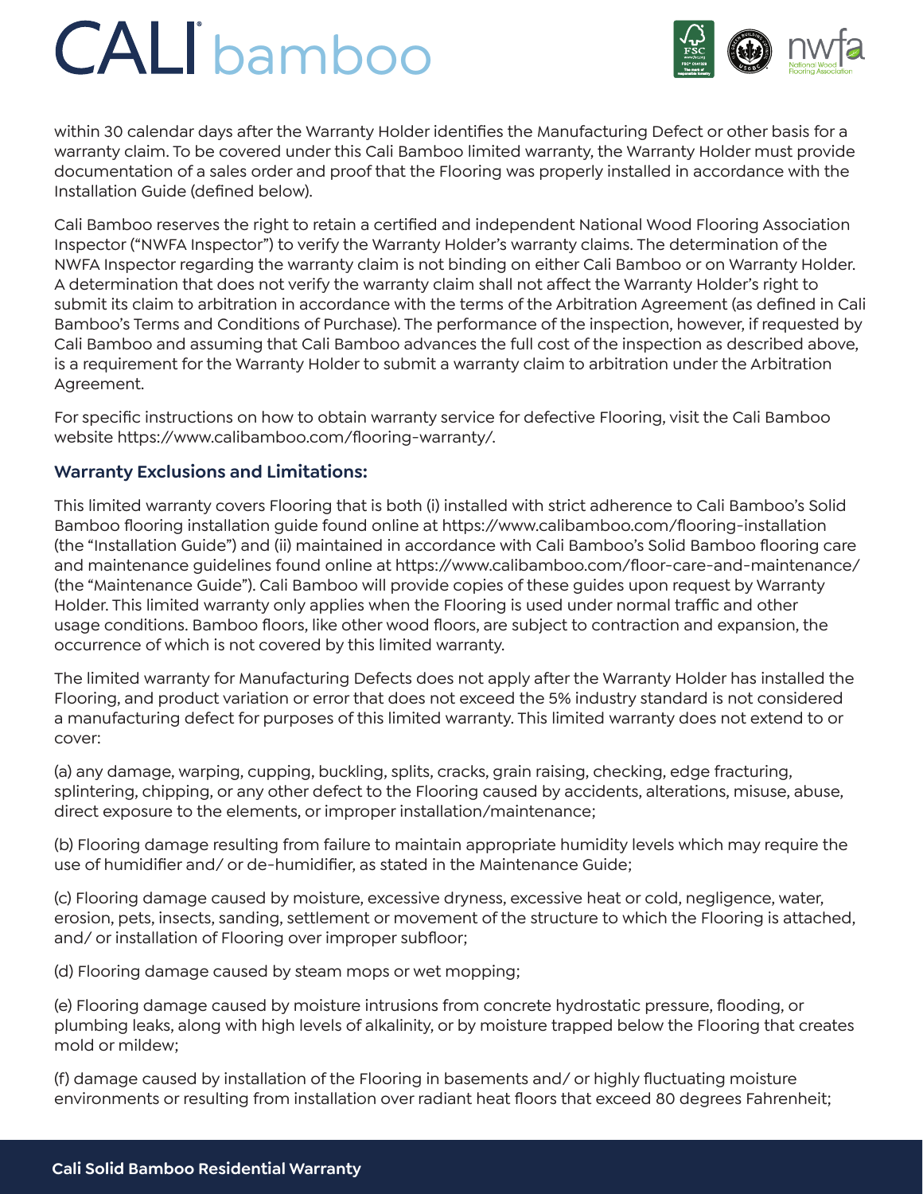within 30 calendar days after the Warranty Holder identifies the Manufacturing Defect or other basis for a warranty claim. To be covered under this Cali Bamboo limited warranty, the Warranty Holder must provide documentation of a sales order and proof that the Flooring was properly installed in accordance with the Installation Guide (defined below).

Cali Bamboo reserves the right to retain a certified and independent National Wood Flooring Association Inspector ("NWFA Inspector") to verify the Warranty Holder's warranty claims. The determination of the NWFA Inspector regarding the warranty claim is not binding on either Cali Bamboo or on Warranty Holder. A determination that does not verify the warranty claim shall not affect the Warranty Holder's right to submit its claim to arbitration in accordance with the terms of the Arbitration Agreement (as defined in Cali Bamboo's Terms and Conditions of Purchase). The performance of the inspection, however, if requested by Cali Bamboo and assuming that Cali Bamboo advances the full cost of the inspection as described above, is a requirement for the Warranty Holder to submit a warranty claim to arbitration under the Arbitration Agreement.

For specific instructions on how to obtain warranty service for defective Flooring, visit the Cali Bamboo website https://www.calibamboo.com/flooring-warranty/.

### Warranty Exclusions and Limitations:

This limited warranty covers Flooring that is both (i) installed with strict adherence to Cali Bamboo's Solid Bamboo flooring installation guide found online at https://www.calibamboo.com/flooring-installation (the "Installation Guide") and (ii) maintained in accordance with Cali Bamboo's Solid Bamboo flooring care and maintenance guidelines found online at https://www.calibamboo.com/floor-care-and-maintenance/ (the "Maintenance Guide"). Cali Bamboo will provide copies of these guides upon request by Warranty Holder. This limited warranty only applies when the Flooring is used under normal traffic and other usage conditions. Bamboo floors, like other wood floors, are subject to contraction and expansion, the occurrence of which is not covered by this limited warranty.

The limited warranty for Manufacturing Defects does not apply after the Warranty Holder has installed the Flooring, and product variation or error that does not exceed the 5% industry standard is not considered a manufacturing defect for purposes of this limited warranty. This limited warranty does not extend to or cover:

(a) any damage, warping, cupping, buckling, splits, cracks, grain raising, checking, edge fracturing, splintering, chipping, or any other defect to the Flooring caused by accidents, alterations, misuse, abuse, direct exposure to the elements, or improper installation/maintenance;

(b) Flooring damage resulting from failure to maintain appropriate humidity levels which may require the use of humidifier and/ or de-humidifier, as stated in the Maintenance Guide;

(c) Flooring damage caused by moisture, excessive dryness, excessive heat or cold, negligence, water, erosion, pets, insects, sanding, settlement or movement of the structure to which the Flooring is attached, and/ or installation of Flooring over improper subfloor;

(d) Flooring damage caused by steam mops or wet mopping;

(e) Flooring damage caused by moisture intrusions from concrete hydrostatic pressure, flooding, or plumbing leaks, along with high levels of alkalinity, or by moisture trapped below the Flooring that creates mold or mildew;

(f) damage caused by installation of the Flooring in basements and/ or highly fluctuating moisture environments or resulting from installation over radiant heat floors that exceed 80 degrees Fahrenheit;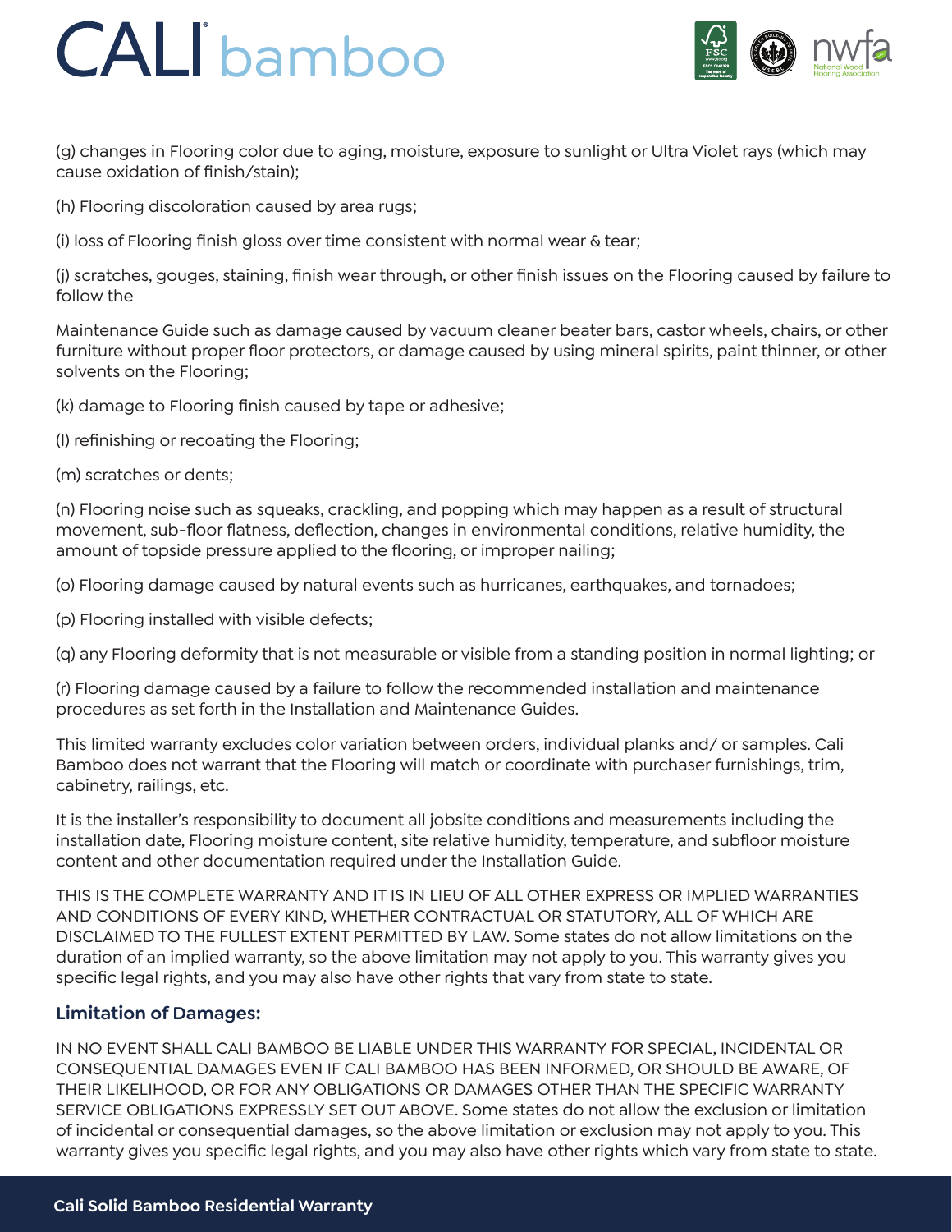(g) changes in Flooring color due to aging, moisture, exposure to sunlight or Ultra Violet rays (which may cause oxidation of finish/stain);

(h) Flooring discoloration caused by area rugs;

(i) loss of Flooring finish gloss over time consistent with normal wear & tear;

(j) scratches, gouges, staining, finish wear through, or other finish issues on the Flooring caused by failure to follow the

Maintenance Guide such as damage caused by vacuum cleaner beater bars, castor wheels, chairs, or other furniture without proper floor protectors, or damage caused by using mineral spirits, paint thinner, or other solvents on the Flooring;

(k) damage to Flooring finish caused by tape or adhesive;

(l) refinishing or recoating the Flooring;

(m) scratches or dents;

(n) Flooring noise such as squeaks, crackling, and popping which may happen as a result of structural movement, sub-floor flatness, deflection, changes in environmental conditions, relative humidity, the amount of topside pressure applied to the flooring, or improper nailing;

(o) Flooring damage caused by natural events such as hurricanes, earthquakes, and tornadoes;

(p) Flooring installed with visible defects;

(q) any Flooring deformity that is not measurable or visible from a standing position in normal lighting; or

(r) Flooring damage caused by a failure to follow the recommended installation and maintenance procedures as set forth in the Installation and Maintenance Guides.

This limited warranty excludes color variation between orders, individual planks and/ or samples. Cali Bamboo does not warrant that the Flooring will match or coordinate with purchaser furnishings, trim, cabinetry, railings, etc.

It is the installer's responsibility to document all jobsite conditions and measurements including the installation date, Flooring moisture content, site relative humidity, temperature, and subfloor moisture content and other documentation required under the Installation Guide.

THIS IS THE COMPLETE WARRANTY AND IT IS IN LIEU OF ALL OTHER EXPRESS OR IMPLIED WARRANTIES AND CONDITIONS OF EVERY KIND, WHETHER CONTRACTUAL OR STATUTORY, ALL OF WHICH ARE DISCLAIMED TO THE FULLEST EXTENT PERMITTED BY LAW. Some states do not allow limitations on the duration of an implied warranty, so the above limitation may not apply to you. This warranty gives you specific legal rights, and you may also have other rights that vary from state to state.

### Limitation of Damages:

IN NO EVENT SHALL CALI BAMBOO BE LIABLE UNDER THIS WARRANTY FOR SPECIAL, INCIDENTAL OR CONSEQUENTIAL DAMAGES EVEN IF CALI BAMBOO HAS BEEN INFORMED, OR SHOULD BE AWARE, OF THEIR LIKELIHOOD, OR FOR ANY OBLIGATIONS OR DAMAGES OTHER THAN THE SPECIFIC WARRANTY SERVICE OBLIGATIONS EXPRESSLY SET OUT ABOVE. Some states do not allow the exclusion or limitation of incidental or consequential damages, so the above limitation or exclusion may not apply to you. This warranty gives you specific legal rights, and you may also have other rights which vary from state to state.